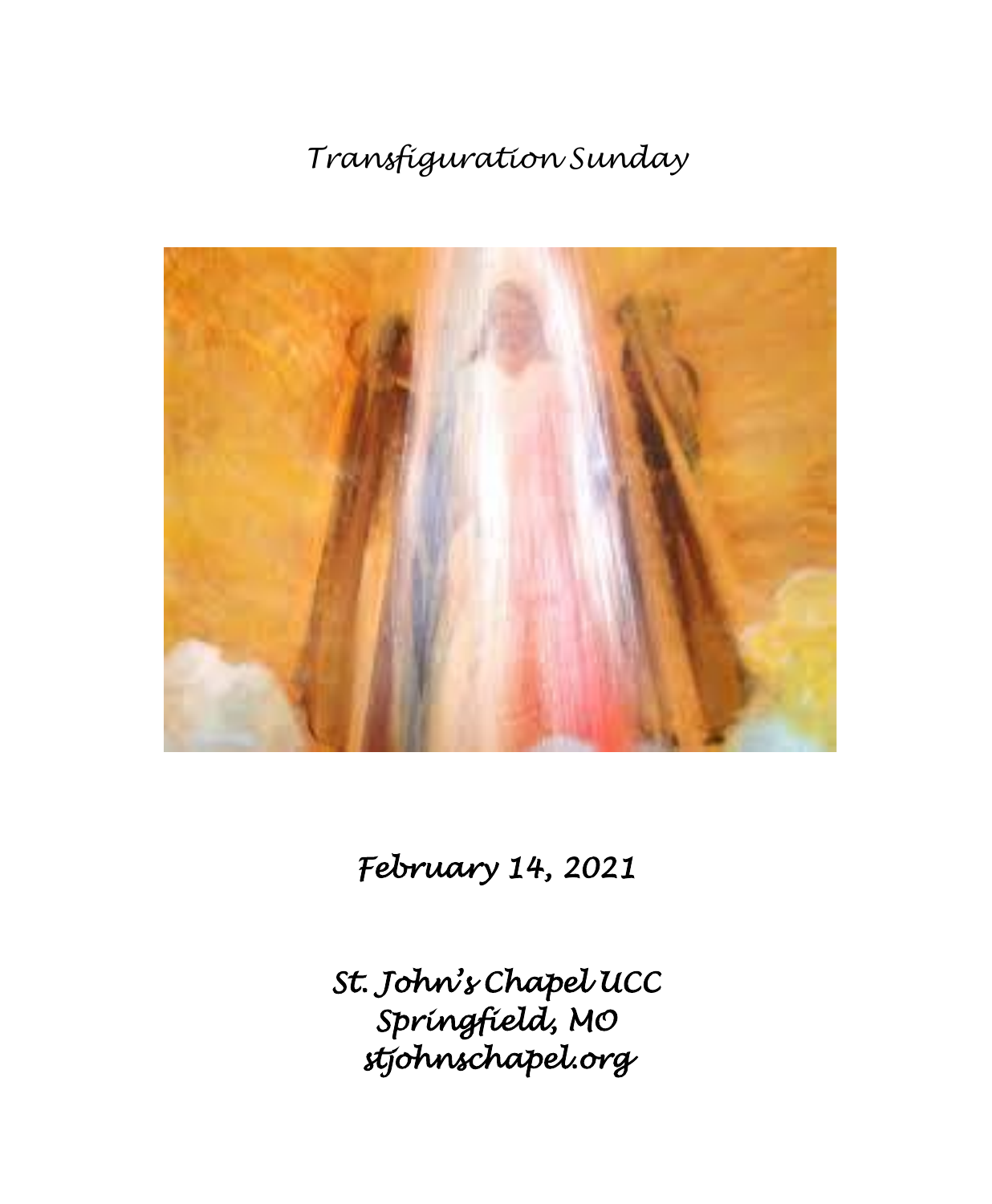# *Transfiguration Sunday*

***February 14, 2021***

***St. John's Chapel UCC***
***Springfield, MO***
***stjohnschapel.org***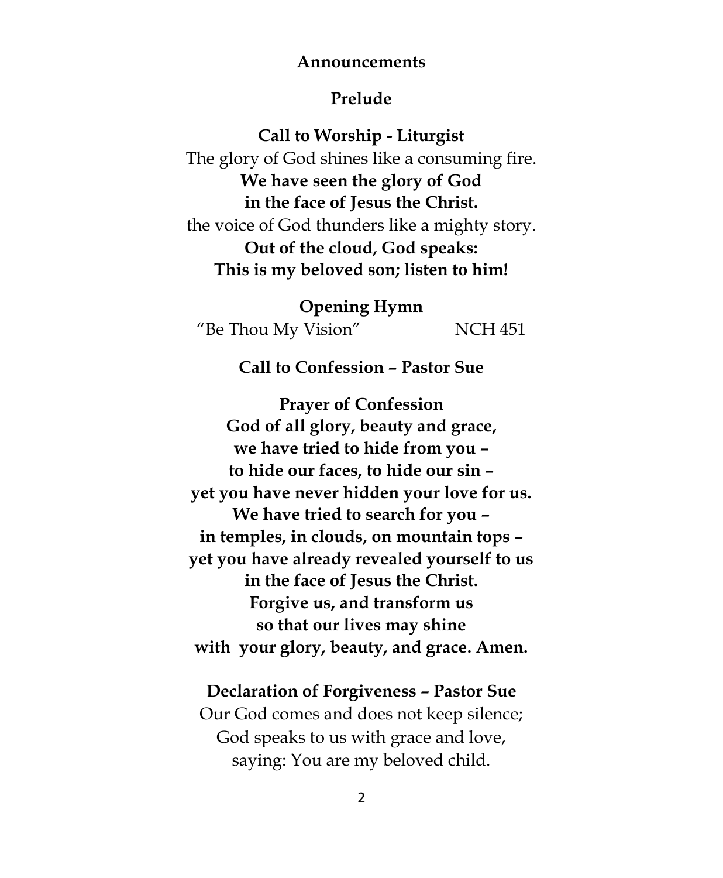**Announcements**

**Prelude**

**Call to Worship - Liturgist**

The glory of God shines like a consuming fire.
**We have seen the glory of God**
**in the face of Jesus the Christ.**
the voice of God thunders like a mighty story.
**Out of the cloud, God speaks:**
**This is my beloved son; listen to him!**

**Opening Hymn**

"Be Thou My Vision" NCH 451

**Call to Confession – Pastor Sue**

**Prayer of Confession**

**God of all glory, beauty and grace,**
**we have tried to hide from you –**
**to hide our faces, to hide our sin –**
**yet you have never hidden your love for us.**
**We have tried to search for you –**
**in temples, in clouds, on mountain tops –**
**yet you have already revealed yourself to us**
**in the face of Jesus the Christ.**
**Forgive us, and transform us**
**so that our lives may shine**
**with your glory, beauty, and grace. Amen.**

**Declaration of Forgiveness – Pastor Sue**

Our God comes and does not keep silence;
God speaks to us with grace and love,
saying: You are my beloved child.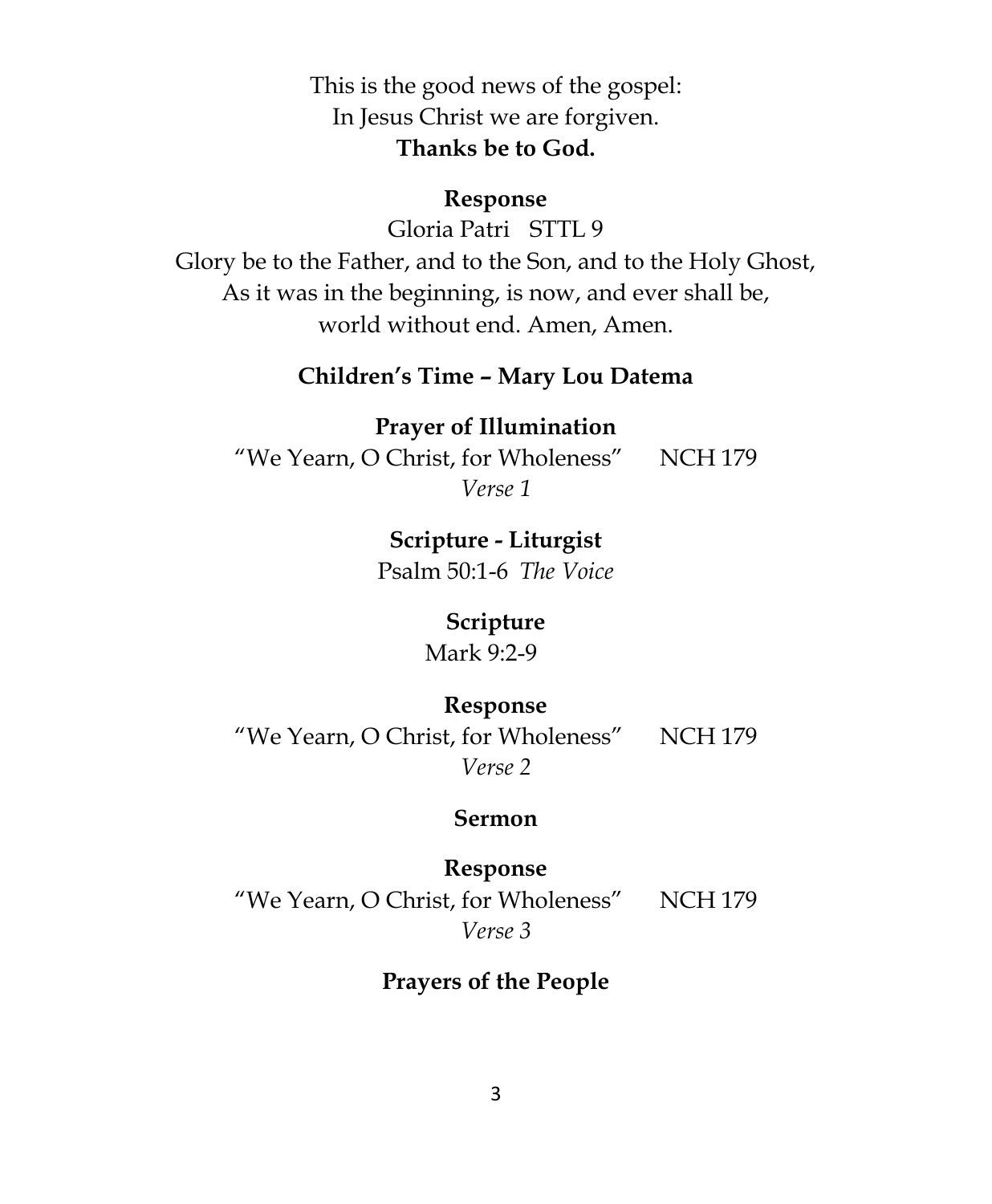This is the good news of the gospel:
In Jesus Christ we are forgiven.
**Thanks be to God.**

**Response**

Gloria Patri STTL 9

Glory be to the Father, and to the Son, and to the Holy Ghost,
As it was in the beginning, is now, and ever shall be,
world without end. Amen, Amen.

**Children's Time – Mary Lou Datema**

**Prayer of Illumination**

"We Yearn, O Christ, for Wholeness" NCH 179
*Verse 1*

**Scripture - Liturgist**

Psalm 50:1-6 *The Voice*

**Scripture**

Mark 9:2-9

**Response**

"We Yearn, O Christ, for Wholeness" NCH 179
*Verse 2*

**Sermon**

**Response**

"We Yearn, O Christ, for Wholeness" NCH 179
*Verse 3*

**Prayers of the People**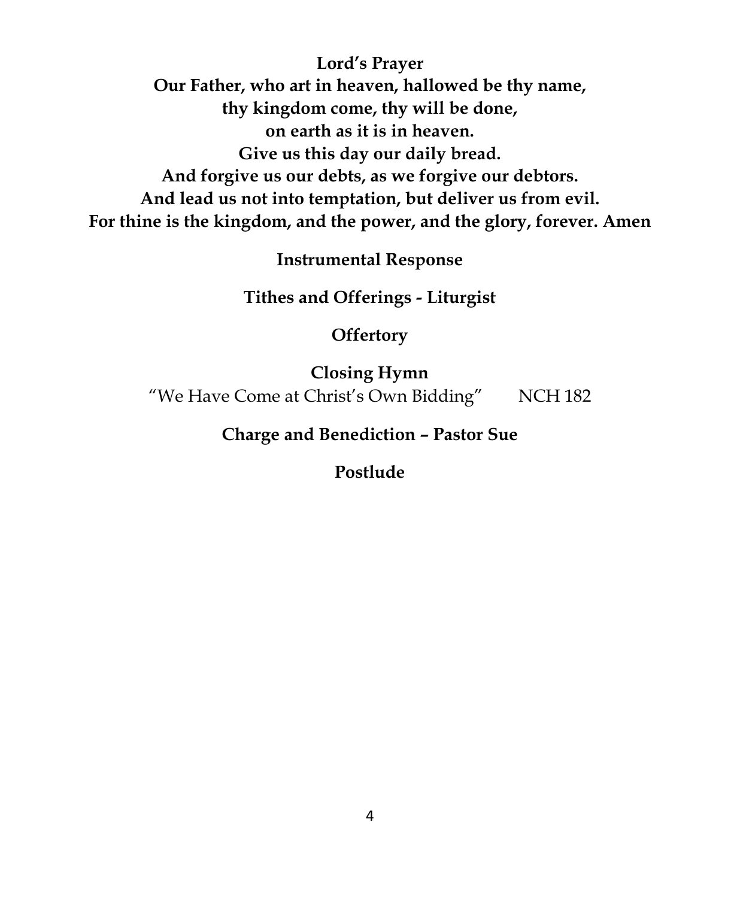**Lord's Prayer**

**Our Father, who art in heaven, hallowed be thy name,**
**thy kingdom come, thy will be done,**
**on earth as it is in heaven.**
**Give us this day our daily bread.**
**And forgive us our debts, as we forgive our debtors.**
**And lead us not into temptation, but deliver us from evil.**
**For thine is the kingdom, and the power, and the glory, forever. Amen**

**Instrumental Response**

**Tithes and Offerings - Liturgist**

**Offertory**

**Closing Hymn**

"We Have Come at Christ's Own Bidding" NCH 182

**Charge and Benediction – Pastor Sue**

**Postlude**